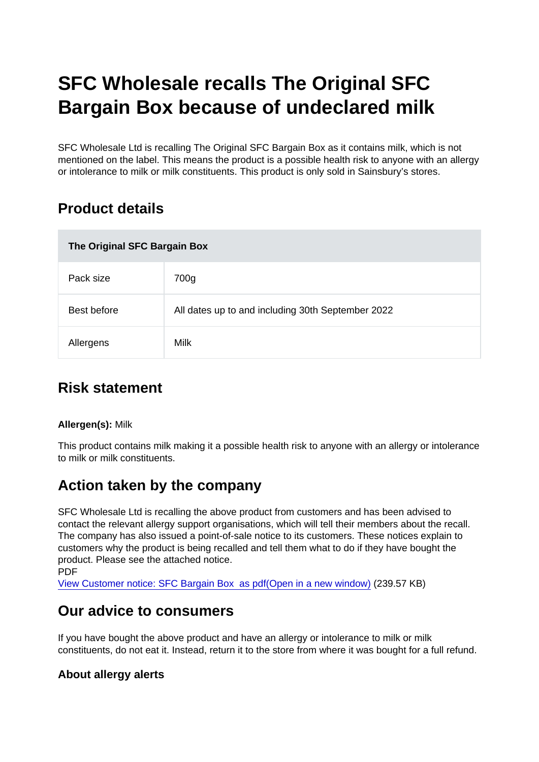# SFC Wholesale recalls The Original SFC Bargain Box because of undeclared milk

SFC Wholesale Ltd is recalling The Original SFC Bargain Box as it contains milk, which is not mentioned on the label. This means the product is a possible health risk to anyone with an allergy or intolerance to milk or milk constituents. This product is only sold in Sainsbury's stores.

## Product details

| The Original SFC Bargain Box | |
|---|---|
| Pack size | 700g |
| Best before | All dates up to and including 30th September 2022 |
| Allergens | Milk |

## Risk statement

**Allergen(s):** Milk

This product contains milk making it a possible health risk to anyone with an allergy or intolerance to milk or milk constituents.

## Action taken by the company

SFC Wholesale Ltd is recalling the above product from customers and has been advised to contact the relevant allergy support organisations, which will tell their members about the recall. The company has also issued a point-of-sale notice to its customers. These notices explain to customers why the product is being recalled and tell them what to do if they have bought the product. Please see the attached notice.
PDF
View Customer notice: SFC Bargain Box  as pdf(Open in a new window) (239.57 KB)

## Our advice to consumers

If you have bought the above product and have an allergy or intolerance to milk or milk constituents, do not eat it. Instead, return it to the store from where it was bought for a full refund.

### About allergy alerts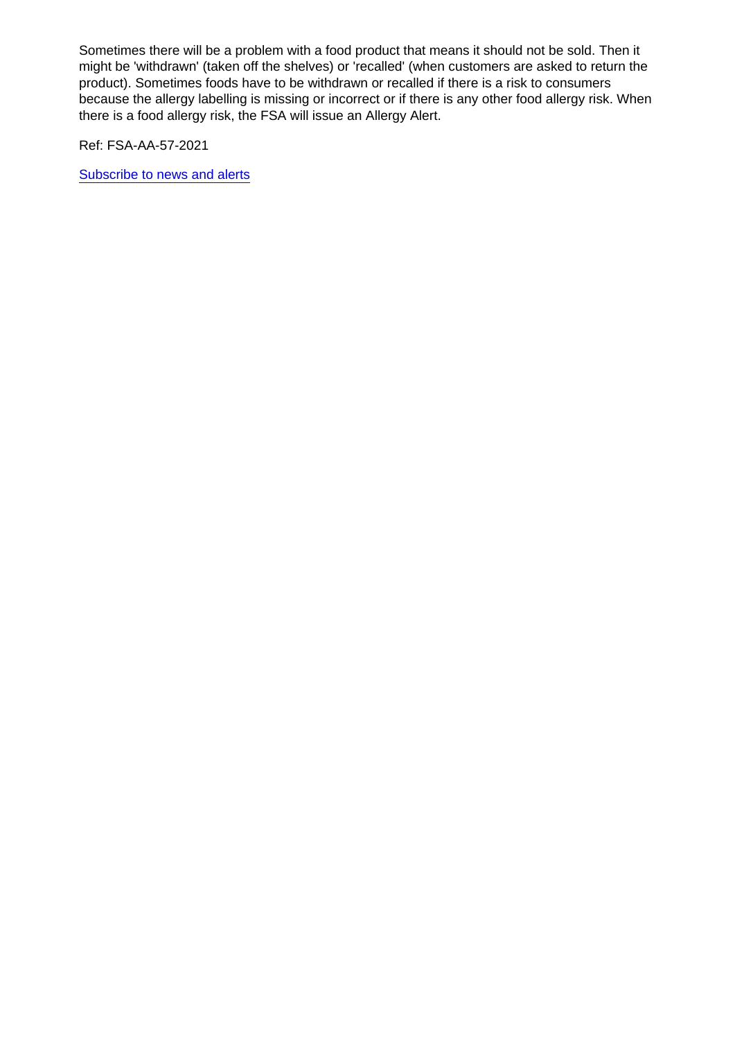Sometimes there will be a problem with a food product that means it should not be sold. Then it might be 'withdrawn' (taken off the shelves) or 'recalled' (when customers are asked to return the product). Sometimes foods have to be withdrawn or recalled if there is a risk to consumers because the allergy labelling is missing or incorrect or if there is any other food allergy risk. When there is a food allergy risk, the FSA will issue an Allergy Alert.

Ref: FSA-AA-57-2021

Subscribe to news and alerts